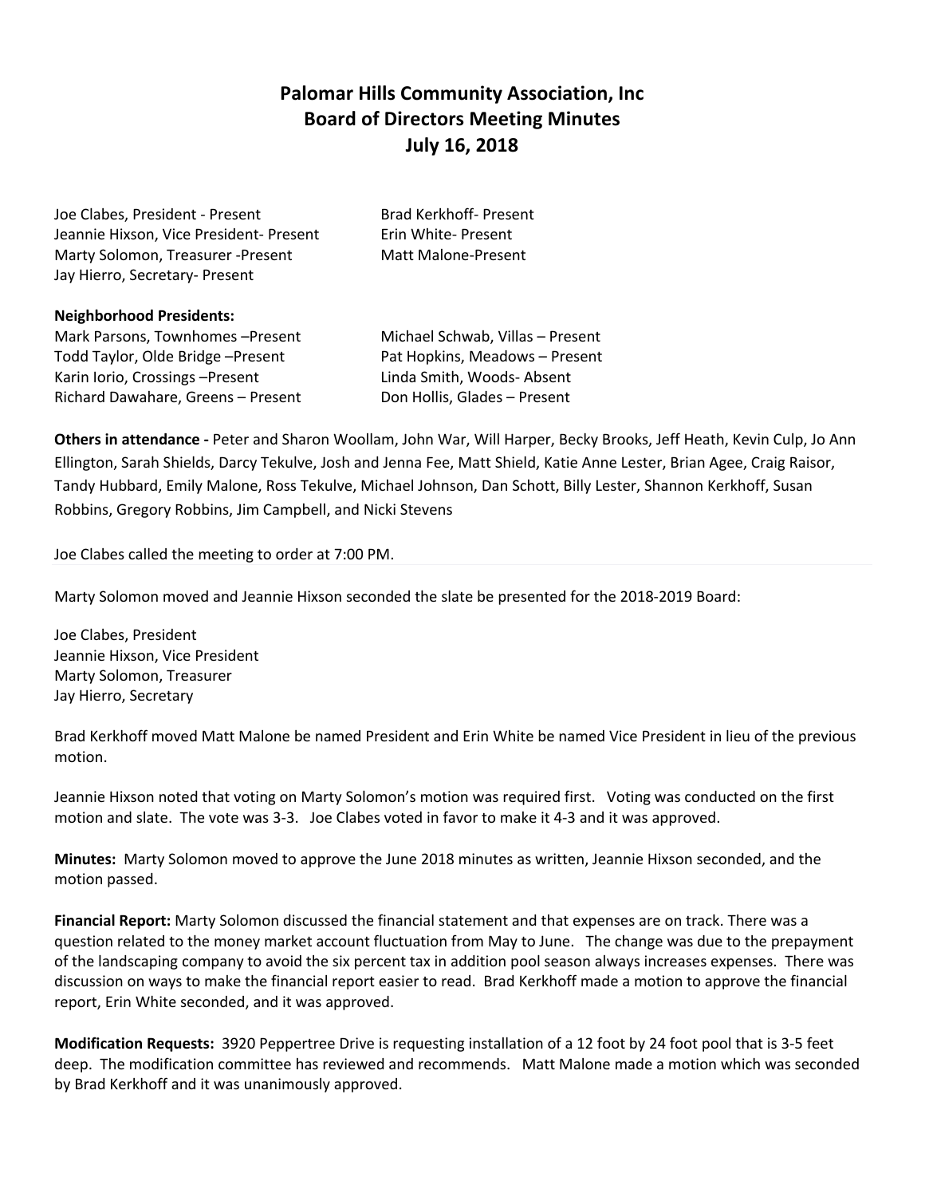# Palomar Hills Community Association, Inc
## Board of Directors Meeting Minutes
## July 16, 2018

Joe Clabes, President - Present
Jeannie Hixson, Vice President- Present
Marty Solomon, Treasurer -Present
Jay Hierro, Secretary- Present
Brad Kerkhoff- Present
Erin White- Present
Matt Malone-Present

**Neighborhood Presidents:**

Mark Parsons, Townhomes –Present
Todd Taylor, Olde Bridge –Present
Karin Iorio, Crossings –Present
Richard Dawahare, Greens – Present
Michael Schwab, Villas – Present
Pat Hopkins, Meadows – Present
Linda Smith, Woods- Absent
Don Hollis, Glades – Present

**Others in attendance -** Peter and Sharon Woollam, John War, Will Harper, Becky Brooks, Jeff Heath, Kevin Culp, Jo Ann Ellington, Sarah Shields, Darcy Tekulve, Josh and Jenna Fee, Matt Shield, Katie Anne Lester, Brian Agee, Craig Raisor, Tandy Hubbard, Emily Malone, Ross Tekulve, Michael Johnson, Dan Schott, Billy Lester, Shannon Kerkhoff, Susan Robbins, Gregory Robbins, Jim Campbell, and Nicki Stevens

Joe Clabes called the meeting to order at 7:00 PM.

Marty Solomon moved and Jeannie Hixson seconded the slate be presented for the 2018-2019 Board:

Joe Clabes, President
Jeannie Hixson, Vice President
Marty Solomon, Treasurer
Jay Hierro, Secretary

Brad Kerkhoff moved Matt Malone be named President and Erin White be named Vice President in lieu of the previous motion.

Jeannie Hixson noted that voting on Marty Solomon's motion was required first. Voting was conducted on the first motion and slate. The vote was 3-3. Joe Clabes voted in favor to make it 4-3 and it was approved.

**Minutes:** Marty Solomon moved to approve the June 2018 minutes as written, Jeannie Hixson seconded, and the motion passed.

**Financial Report:** Marty Solomon discussed the financial statement and that expenses are on track. There was a question related to the money market account fluctuation from May to June. The change was due to the prepayment of the landscaping company to avoid the six percent tax in addition pool season always increases expenses. There was discussion on ways to make the financial report easier to read. Brad Kerkhoff made a motion to approve the financial report, Erin White seconded, and it was approved.

**Modification Requests:** 3920 Peppertree Drive is requesting installation of a 12 foot by 24 foot pool that is 3-5 feet deep. The modification committee has reviewed and recommends. Matt Malone made a motion which was seconded by Brad Kerkhoff and it was unanimously approved.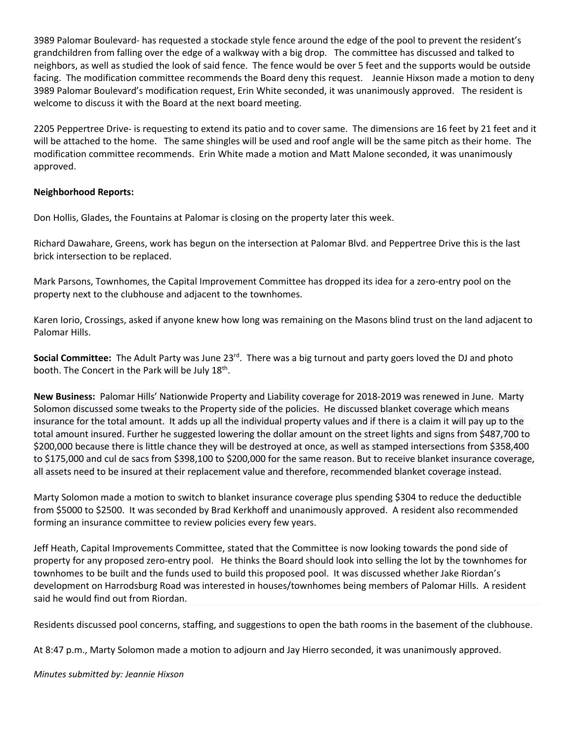3989 Palomar Boulevard- has requested a stockade style fence around the edge of the pool to prevent the resident's grandchildren from falling over the edge of a walkway with a big drop. The committee has discussed and talked to neighbors, as well as studied the look of said fence. The fence would be over 5 feet and the supports would be outside facing. The modification committee recommends the Board deny this request. Jeannie Hixson made a motion to deny 3989 Palomar Boulevard's modification request, Erin White seconded, it was unanimously approved. The resident is welcome to discuss it with the Board at the next board meeting.

2205 Peppertree Drive- is requesting to extend its patio and to cover same. The dimensions are 16 feet by 21 feet and it will be attached to the home. The same shingles will be used and roof angle will be the same pitch as their home. The modification committee recommends. Erin White made a motion and Matt Malone seconded, it was unanimously approved.

**Neighborhood Reports:**

Don Hollis, Glades, the Fountains at Palomar is closing on the property later this week.

Richard Dawahare, Greens, work has begun on the intersection at Palomar Blvd. and Peppertree Drive this is the last brick intersection to be replaced.

Mark Parsons, Townhomes, the Capital Improvement Committee has dropped its idea for a zero-entry pool on the property next to the clubhouse and adjacent to the townhomes.

Karen Iorio, Crossings, asked if anyone knew how long was remaining on the Masons blind trust on the land adjacent to Palomar Hills.

**Social Committee:** The Adult Party was June 23rd. There was a big turnout and party goers loved the DJ and photo booth. The Concert in the Park will be July 18th.

**New Business:** Palomar Hills' Nationwide Property and Liability coverage for 2018-2019 was renewed in June. Marty Solomon discussed some tweaks to the Property side of the policies. He discussed blanket coverage which means insurance for the total amount. It adds up all the individual property values and if there is a claim it will pay up to the total amount insured. Further he suggested lowering the dollar amount on the street lights and signs from $487,700 to $200,000 because there is little chance they will be destroyed at once, as well as stamped intersections from $358,400 to $175,000 and cul de sacs from $398,100 to $200,000 for the same reason. But to receive blanket insurance coverage, all assets need to be insured at their replacement value and therefore, recommended blanket coverage instead.

Marty Solomon made a motion to switch to blanket insurance coverage plus spending $304 to reduce the deductible from $5000 to $2500. It was seconded by Brad Kerkhoff and unanimously approved. A resident also recommended forming an insurance committee to review policies every few years.

Jeff Heath, Capital Improvements Committee, stated that the Committee is now looking towards the pond side of property for any proposed zero-entry pool. He thinks the Board should look into selling the lot by the townhomes for townhomes to be built and the funds used to build this proposed pool. It was discussed whether Jake Riordan's development on Harrodsburg Road was interested in houses/townhomes being members of Palomar Hills. A resident said he would find out from Riordan.

Residents discussed pool concerns, staffing, and suggestions to open the bath rooms in the basement of the clubhouse.

At 8:47 p.m., Marty Solomon made a motion to adjourn and Jay Hierro seconded, it was unanimously approved.

*Minutes submitted by: Jeannie Hixson*